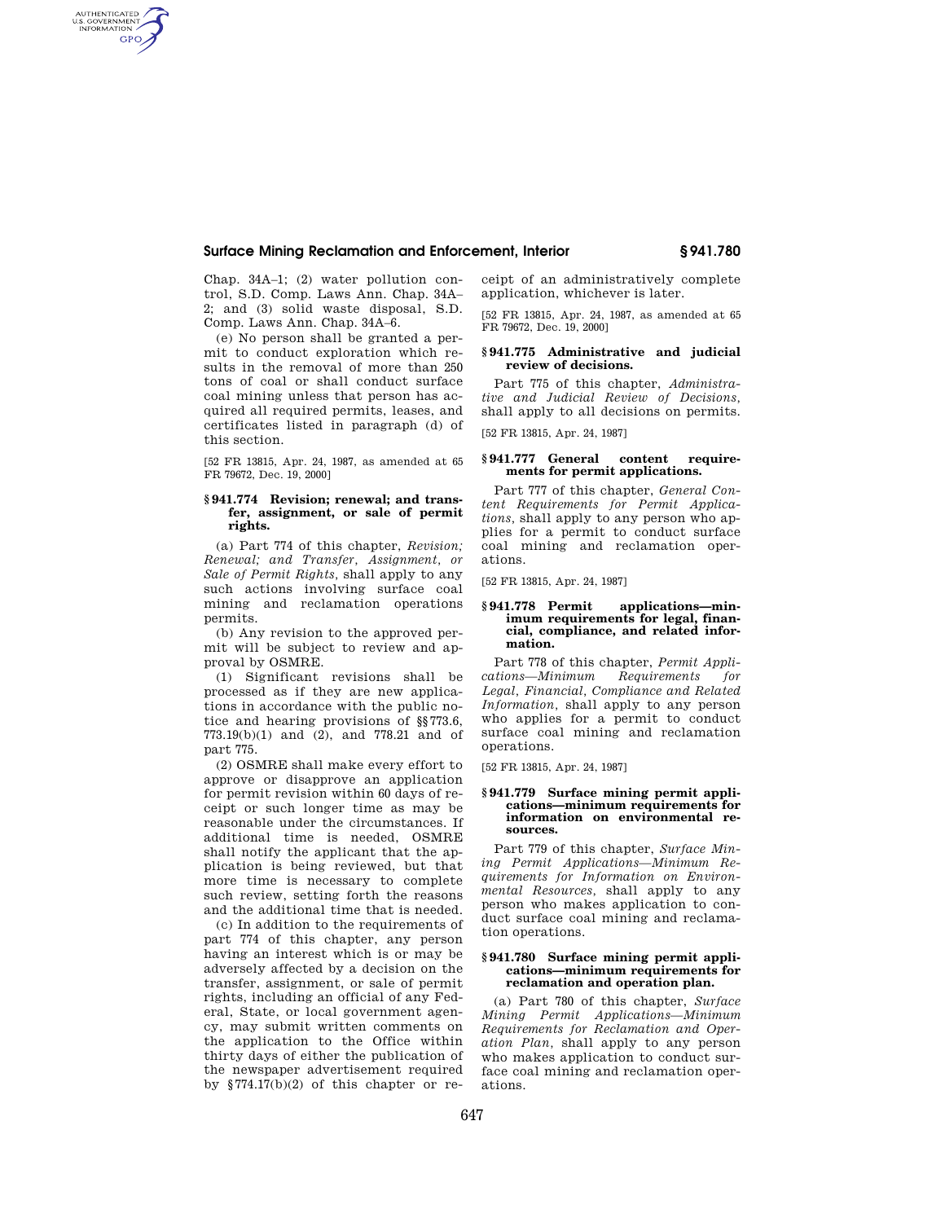Chap. 34A–1; (2) water pollution control, S.D. Comp. Laws Ann. Chap. 34A–2; and (3) solid waste disposal, S.D. Comp. Laws Ann. Chap. 34A–6.

(e) No person shall be granted a permit to conduct exploration which results in the removal of more than 250 tons of coal or shall conduct surface coal mining unless that person has acquired all required permits, leases, and certificates listed in paragraph (d) of this section.

[52 FR 13815, Apr. 24, 1987, as amended at 65 FR 79672, Dec. 19, 2000]

### § 941.774 Revision; renewal; and transfer, assignment, or sale of permit rights.

(a) Part 774 of this chapter, *Revision; Renewal; and Transfer, Assignment, or Sale of Permit Rights*, shall apply to any such actions involving surface coal mining and reclamation operations permits.

(b) Any revision to the approved permit will be subject to review and approval by OSMRE.

(1) Significant revisions shall be processed as if they are new applications in accordance with the public notice and hearing provisions of §§ 773.6, 773.19(b)(1) and (2), and 778.21 and of part 775.

(2) OSMRE shall make every effort to approve or disapprove an application for permit revision within 60 days of receipt or such longer time as may be reasonable under the circumstances. If additional time is needed, OSMRE shall notify the applicant that the application is being reviewed, but that more time is necessary to complete such review, setting forth the reasons and the additional time that is needed.

(c) In addition to the requirements of part 774 of this chapter, any person having an interest which is or may be adversely affected by a decision on the transfer, assignment, or sale of permit rights, including an official of any Federal, State, or local government agency, may submit written comments on the application to the Office within thirty days of either the publication of the newspaper advertisement required by § 774.17(b)(2) of this chapter or receipt of an administratively complete application, whichever is later.

[52 FR 13815, Apr. 24, 1987, as amended at 65 FR 79672, Dec. 19, 2000]

### § 941.775 Administrative and judicial review of decisions.

Part 775 of this chapter, *Administrative and Judicial Review of Decisions*, shall apply to all decisions on permits.

[52 FR 13815, Apr. 24, 1987]

### § 941.777 General content requirements for permit applications.

Part 777 of this chapter, *General Content Requirements for Permit Applications*, shall apply to any person who applies for a permit to conduct surface coal mining and reclamation operations.

[52 FR 13815, Apr. 24, 1987]

### § 941.778 Permit applications—minimum requirements for legal, financial, compliance, and related information.

Part 778 of this chapter, *Permit Applications—Minimum Requirements for Legal, Financial, Compliance and Related Information*, shall apply to any person who applies for a permit to conduct surface coal mining and reclamation operations.

[52 FR 13815, Apr. 24, 1987]

### § 941.779 Surface mining permit applications—minimum requirements for information on environmental resources.

Part 779 of this chapter, *Surface Mining Permit Applications—Minimum Requirements for Information on Environmental Resources*, shall apply to any person who makes application to conduct surface coal mining and reclamation operations.

### § 941.780 Surface mining permit applications—minimum requirements for reclamation and operation plan.

(a) Part 780 of this chapter, *Surface Mining Permit Applications—Minimum Requirements for Reclamation and Operation Plan*, shall apply to any person who makes application to conduct surface coal mining and reclamation operations.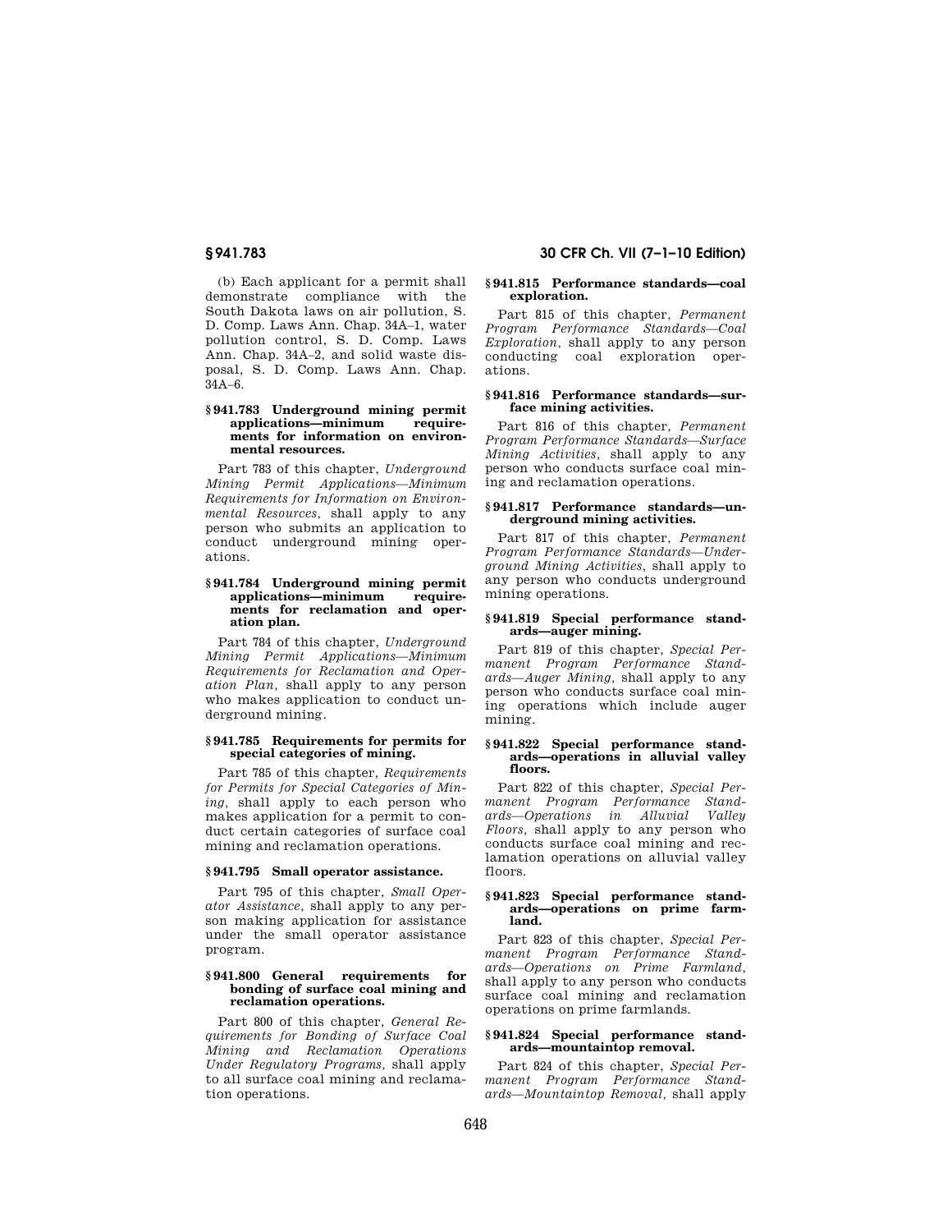(b) Each applicant for a permit shall demonstrate compliance with the South Dakota laws on air pollution, S. D. Comp. Laws Ann. Chap. 34A–1, water pollution control, S. D. Comp. Laws Ann. Chap. 34A–2, and solid waste disposal, S. D. Comp. Laws Ann. Chap. 34A–6.

**§ 941.783 Underground mining permit applications—minimum requirements for information on environmental resources.**

Part 783 of this chapter, *Underground Mining Permit Applications—Minimum Requirements for Information on Environmental Resources,* shall apply to any person who submits an application to conduct underground mining operations.

**§ 941.784 Underground mining permit applications—minimum requirements for reclamation and operation plan.**

Part 784 of this chapter, *Underground Mining Permit Applications—Minimum Requirements for Reclamation and Operation Plan,* shall apply to any person who makes application to conduct underground mining.

**§ 941.785 Requirements for permits for special categories of mining.**

Part 785 of this chapter, *Requirements for Permits for Special Categories of Mining,* shall apply to each person who makes application for a permit to conduct certain categories of surface coal mining and reclamation operations.

**§ 941.795 Small operator assistance.**

Part 795 of this chapter, *Small Operator Assistance,* shall apply to any person making application for assistance under the small operator assistance program.

**§ 941.800 General requirements for bonding of surface coal mining and reclamation operations.**

Part 800 of this chapter, *General Requirements for Bonding of Surface Coal Mining and Reclamation Operations Under Regulatory Programs,* shall apply to all surface coal mining and reclamation operations.

**§ 941.815 Performance standards—coal exploration.**

Part 815 of this chapter, *Permanent Program Performance Standards—Coal Exploration,* shall apply to any person conducting coal exploration operations.

**§ 941.816 Performance standards—surface mining activities.**

Part 816 of this chapter, *Permanent Program Performance Standards—Surface Mining Activities,* shall apply to any person who conducts surface coal mining and reclamation operations.

**§ 941.817 Performance standards—underground mining activities.**

Part 817 of this chapter, *Permanent Program Performance Standards—Underground Mining Activities,* shall apply to any person who conducts underground mining operations.

**§ 941.819 Special performance standards—auger mining.**

Part 819 of this chapter, *Special Permanent Program Performance Standards—Auger Mining,* shall apply to any person who conducts surface coal mining operations which include auger mining.

**§ 941.822 Special performance standards—operations in alluvial valley floors.**

Part 822 of this chapter, *Special Permanent Program Performance Standards—Operations in Alluvial Valley Floors,* shall apply to any person who conducts surface coal mining and reclamation operations on alluvial valley floors.

**§ 941.823 Special performance standards—operations on prime farmland.**

Part 823 of this chapter, *Special Permanent Program Performance Standards—Operations on Prime Farmland,* shall apply to any person who conducts surface coal mining and reclamation operations on prime farmlands.

**§ 941.824 Special performance standards—mountaintop removal.**

Part 824 of this chapter, *Special Permanent Program Performance Standards—Mountaintop Removal,* shall apply